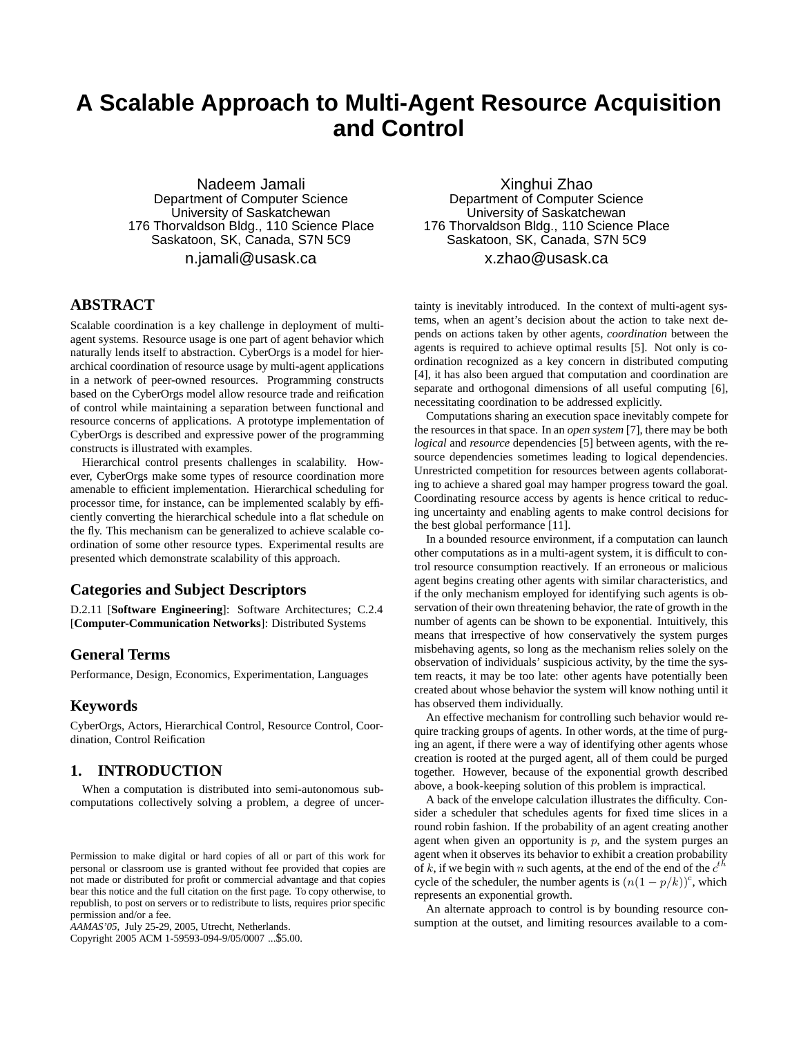# A Scalable Approach to Multi-Agent Resource Acquisition and Control

Nadeem Jamali
Department of Computer Science
University of Saskatchewan
176 Thorvaldson Bldg., 110 Science Place
Saskatoon, SK, Canada, S7N 5C9
n.jamali@usask.ca

Xinghui Zhao
Department of Computer Science
University of Saskatchewan
176 Thorvaldson Bldg., 110 Science Place
Saskatoon, SK, Canada, S7N 5C9
x.zhao@usask.ca

## ABSTRACT

Scalable coordination is a key challenge in deployment of multi-agent systems. Resource usage is one part of agent behavior which naturally lends itself to abstraction. CyberOrgs is a model for hierarchical coordination of resource usage by multi-agent applications in a network of peer-owned resources. Programming constructs based on the CyberOrgs model allow resource trade and reification of control while maintaining a separation between functional and resource concerns of applications. A prototype implementation of CyberOrgs is described and expressive power of the programming constructs is illustrated with examples.

Hierarchical control presents challenges in scalability. However, CyberOrgs make some types of resource coordination more amenable to efficient implementation. Hierarchical scheduling for processor time, for instance, can be implemented scalably by efficiently converting the hierarchical schedule into a flat schedule on the fly. This mechanism can be generalized to achieve scalable coordination of some other resource types. Experimental results are presented which demonstrate scalability of this approach.

### Categories and Subject Descriptors

D.2.11 [**Software Engineering**]: Software Architectures; C.2.4 [**Computer-Communication Networks**]: Distributed Systems

### General Terms

Performance, Design, Economics, Experimentation, Languages

### Keywords

CyberOrgs, Actors, Hierarchical Control, Resource Control, Coordination, Control Reification

## 1. INTRODUCTION

When a computation is distributed into semi-autonomous sub-computations collectively solving a problem, a degree of uncertainty is inevitably introduced. In the context of multi-agent systems, when an agent's decision about the action to take next depends on actions taken by other agents, *coordination* between the agents is required to achieve optimal results [5]. Not only is coordination recognized as a key concern in distributed computing [4], it has also been argued that computation and coordination are separate and orthogonal dimensions of all useful computing [6], necessitating coordination to be addressed explicitly.

Computations sharing an execution space inevitably compete for the resources in that space. In an *open system* [7], there may be both *logical* and *resource* dependencies [5] between agents, with the resource dependencies sometimes leading to logical dependencies. Unrestricted competition for resources between agents collaborating to achieve a shared goal may hamper progress toward the goal. Coordinating resource access by agents is hence critical to reducing uncertainty and enabling agents to make control decisions for the best global performance [11].

In a bounded resource environment, if a computation can launch other computations as in a multi-agent system, it is difficult to control resource consumption reactively. If an erroneous or malicious agent begins creating other agents with similar characteristics, and if the only mechanism employed for identifying such agents is observation of their own threatening behavior, the rate of growth in the number of agents can be shown to be exponential. Intuitively, this means that irrespective of how conservatively the system purges misbehaving agents, so long as the mechanism relies solely on the observation of individuals' suspicious activity, by the time the system reacts, it may be too late: other agents have potentially been created about whose behavior the system will know nothing until it has observed them individually.

An effective mechanism for controlling such behavior would require tracking groups of agents. In other words, at the time of purging an agent, if there were a way of identifying other agents whose creation is rooted at the purged agent, all of them could be purged together. However, because of the exponential growth described above, a book-keeping solution of this problem is impractical.

A back of the envelope calculation illustrates the difficulty. Consider a scheduler that schedules agents for fixed time slices in a round robin fashion. If the probability of an agent creating another agent when given an opportunity is $p$, and the system purges an agent when it observes its behavior to exhibit a creation probability of $k$, if we begin with $n$ such agents, at the end of the end of the $c^{th}$ cycle of the scheduler, the number agents is $(n(1-p/k))^c$, which represents an exponential growth.

An alternate approach to control is by bounding resource consumption at the outset, and limiting resources available to a com-

Permission to make digital or hard copies of all or part of this work for personal or classroom use is granted without fee provided that copies are not made or distributed for profit or commercial advantage and that copies bear this notice and the full citation on the first page. To copy otherwise, to republish, to post on servers or to redistribute to lists, requires prior specific permission and/or a fee.
*AAMAS'05,* July 25-29, 2005, Utrecht, Netherlands.
Copyright 2005 ACM 1-59593-094-9/05/0007 ...$5.00.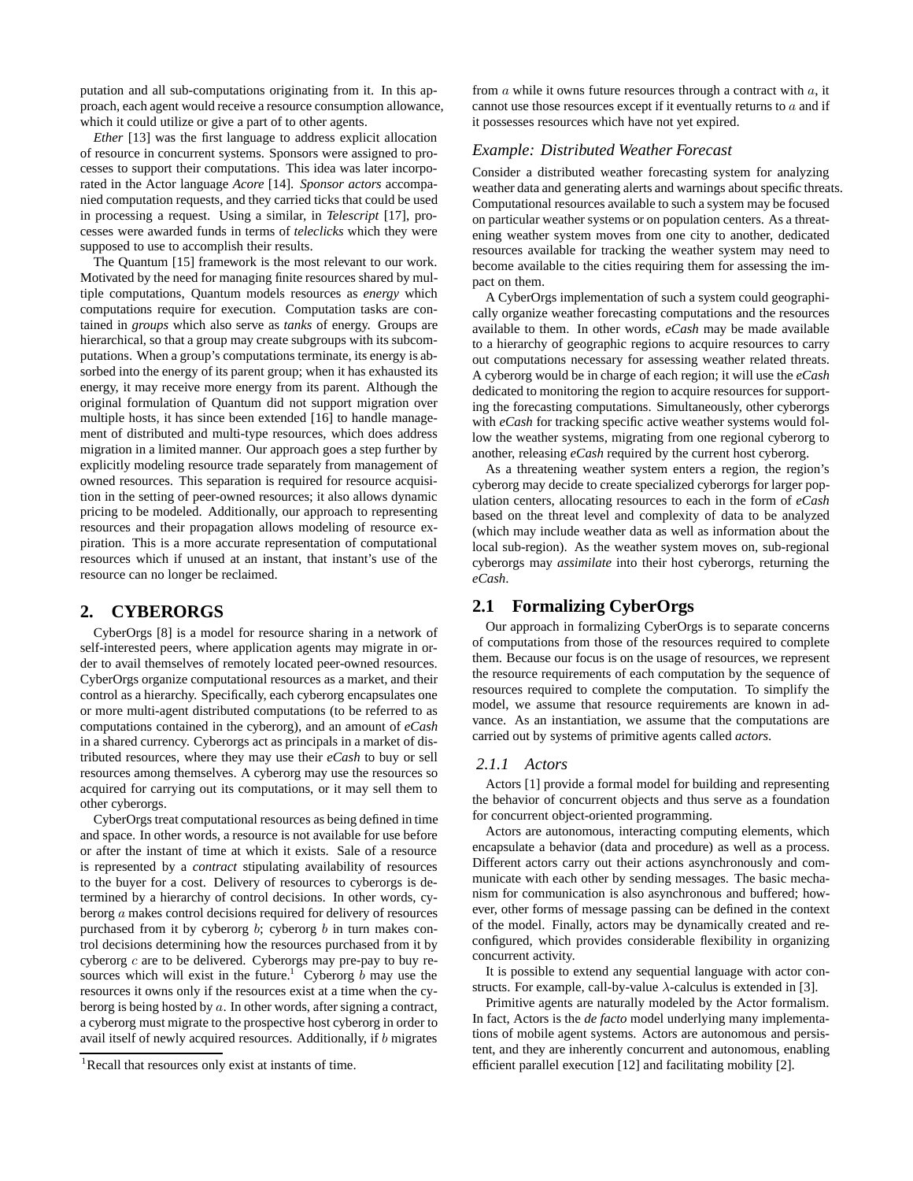putation and all sub-computations originating from it. In this approach, each agent would receive a resource consumption allowance, which it could utilize or give a part of to other agents.

*Ether* [13] was the first language to address explicit allocation of resource in concurrent systems. Sponsors were assigned to processes to support their computations. This idea was later incorporated in the Actor language *Acore* [14]. *Sponsor actors* accompanied computation requests, and they carried ticks that could be used in processing a request. Using a similar, in *Telescript* [17], processes were awarded funds in terms of *teleclicks* which they were supposed to use to accomplish their results.

The Quantum [15] framework is the most relevant to our work. Motivated by the need for managing finite resources shared by multiple computations, Quantum models resources as *energy* which computations require for execution. Computation tasks are contained in *groups* which also serve as *tanks* of energy. Groups are hierarchical, so that a group may create subgroups with its subcomputations. When a group's computations terminate, its energy is absorbed into the energy of its parent group; when it has exhausted its energy, it may receive more energy from its parent. Although the original formulation of Quantum did not support migration over multiple hosts, it has since been extended [16] to handle management of distributed and multi-type resources, which does address migration in a limited manner. Our approach goes a step further by explicitly modeling resource trade separately from management of owned resources. This separation is required for resource acquisition in the setting of peer-owned resources; it also allows dynamic pricing to be modeled. Additionally, our approach to representing resources and their propagation allows modeling of resource expiration. This is a more accurate representation of computational resources which if unused at an instant, that instant's use of the resource can no longer be reclaimed.

## 2. CYBERORGS

CyberOrgs [8] is a model for resource sharing in a network of self-interested peers, where application agents may migrate in order to avail themselves of remotely located peer-owned resources. CyberOrgs organize computational resources as a market, and their control as a hierarchy. Specifically, each cyberorg encapsulates one or more multi-agent distributed computations (to be referred to as computations contained in the cyberorg), and an amount of *eCash* in a shared currency. Cyberorgs act as principals in a market of distributed resources, where they may use their *eCash* to buy or sell resources among themselves. A cyberorg may use the resources so acquired for carrying out its computations, or it may sell them to other cyberorgs.

CyberOrgs treat computational resources as being defined in time and space. In other words, a resource is not available for use before or after the instant of time at which it exists. Sale of a resource is represented by a *contract* stipulating availability of resources to the buyer for a cost. Delivery of resources to cyberorgs is determined by a hierarchy of control decisions. In other words, cyberorg $a$ makes control decisions required for delivery of resources purchased from it by cyberorg $b$; cyberorg $b$ in turn makes control decisions determining how the resources purchased from it by cyberorg $c$ are to be delivered. Cyberorgs may pre-pay to buy resources which will exist in the future.[1] Cyberorg $b$ may use the resources it owns only if the resources exist at a time when the cyberorg is being hosted by $a$. In other words, after signing a contract, a cyberorg must migrate to the prospective host cyberorg in order to avail itself of newly acquired resources. Additionally, if $b$ migrates from $a$ while it owns future resources through a contract with $a$, it cannot use those resources except if it eventually returns to $a$ and if it possesses resources which have not yet expired.

[1] Recall that resources only exist at instants of time.

### Example: Distributed Weather Forecast

Consider a distributed weather forecasting system for analyzing weather data and generating alerts and warnings about specific threats. Computational resources available to such a system may be focused on particular weather systems or on population centers. As a threatening weather system moves from one city to another, dedicated resources available for tracking the weather system may need to become available to the cities requiring them for assessing the impact on them.

A CyberOrgs implementation of such a system could geographically organize weather forecasting computations and the resources available to them. In other words, *eCash* may be made available to a hierarchy of geographic regions to acquire resources to carry out computations necessary for assessing weather related threats. A cyberorg would be in charge of each region; it will use the *eCash* dedicated to monitoring the region to acquire resources for supporting the forecasting computations. Simultaneously, other cyberorgs with *eCash* for tracking specific active weather systems would follow the weather systems, migrating from one regional cyberorg to another, releasing *eCash* required by the current host cyberorg.

As a threatening weather system enters a region, the region's cyberorg may decide to create specialized cyberorgs for larger population centers, allocating resources to each in the form of *eCash* based on the threat level and complexity of data to be analyzed (which may include weather data as well as information about the local sub-region). As the weather system moves on, sub-regional cyberorgs may *assimilate* into their host cyberorgs, returning the *eCash*.

## 2.1 Formalizing CyberOrgs

Our approach in formalizing CyberOrgs is to separate concerns of computations from those of the resources required to complete them. Because our focus is on the usage of resources, we represent the resource requirements of each computation by the sequence of resources required to complete the computation. To simplify the model, we assume that resource requirements are known in advance. As an instantiation, we assume that the computations are carried out by systems of primitive agents called *actors*.

### 2.1.1 Actors

Actors [1] provide a formal model for building and representing the behavior of concurrent objects and thus serve as a foundation for concurrent object-oriented programming.

Actors are autonomous, interacting computing elements, which encapsulate a behavior (data and procedure) as well as a process. Different actors carry out their actions asynchronously and communicate with each other by sending messages. The basic mechanism for communication is also asynchronous and buffered; however, other forms of message passing can be defined in the context of the model. Finally, actors may be dynamically created and reconfigured, which provides considerable flexibility in organizing concurrent activity.

It is possible to extend any sequential language with actor constructs. For example, call-by-value $\lambda$-calculus is extended in [3].

Primitive agents are naturally modeled by the Actor formalism. In fact, Actors is the *de facto* model underlying many implementations of mobile agent systems. Actors are autonomous and persistent, and they are inherently concurrent and autonomous, enabling efficient parallel execution [12] and facilitating mobility [2].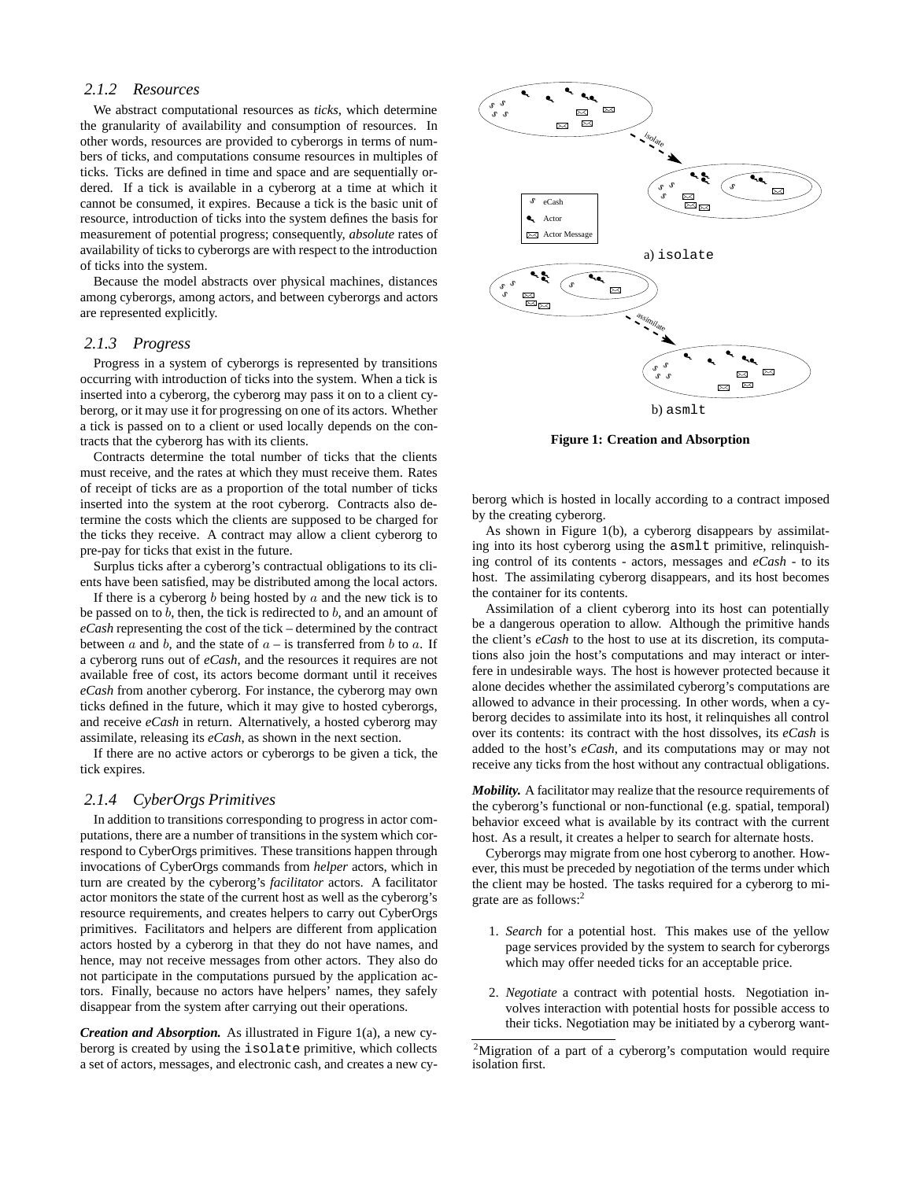### 2.1.2 Resources

We abstract computational resources as *ticks*, which determine the granularity of availability and consumption of resources. In other words, resources are provided to cyberorgs in terms of numbers of ticks, and computations consume resources in multiples of ticks. Ticks are defined in time and space and are sequentially ordered. If a tick is available in a cyberorg at a time at which it cannot be consumed, it expires. Because a tick is the basic unit of resource, introduction of ticks into the system defines the basis for measurement of potential progress; consequently, *absolute* rates of availability of ticks to cyberorgs are with respect to the introduction of ticks into the system.

Because the model abstracts over physical machines, distances among cyberorgs, among actors, and between cyberorgs and actors are represented explicitly.

### 2.1.3 Progress

Progress in a system of cyberorgs is represented by transitions occurring with introduction of ticks into the system. When a tick is inserted into a cyberorg, the cyberorg may pass it on to a client cyberorg, or it may use it for progressing on one of its actors. Whether a tick is passed on to a client or used locally depends on the contracts that the cyberorg has with its clients.

Contracts determine the total number of ticks that the clients must receive, and the rates at which they must receive them. Rates of receipt of ticks are as a proportion of the total number of ticks inserted into the system at the root cyberorg. Contracts also determine the costs which the clients are supposed to be charged for the ticks they receive. A contract may allow a client cyberorg to pre-pay for ticks that exist in the future.

Surplus ticks after a cyberorg's contractual obligations to its clients have been satisfied, may be distributed among the local actors.

If there is a cyberorg $b$ being hosted by $a$ and the new tick is to be passed on to $b$, then, the tick is redirected to $b$, and an amount of *eCash* representing the cost of the tick – determined by the contract between $a$ and $b$, and the state of $a$ – is transferred from $b$ to $a$. If a cyberorg runs out of *eCash*, and the resources it requires are not available free of cost, its actors become dormant until it receives *eCash* from another cyberorg. For instance, the cyberorg may own ticks defined in the future, which it may give to hosted cyberorgs, and receive *eCash* in return. Alternatively, a hosted cyberorg may assimilate, releasing its *eCash*, as shown in the next section.

If there are no active actors or cyberorgs to be given a tick, the tick expires.

### 2.1.4 CyberOrgs Primitives

In addition to transitions corresponding to progress in actor computations, there are a number of transitions in the system which correspond to CyberOrgs primitives. These transitions happen through invocations of CyberOrgs commands from *helper* actors, which in turn are created by the cyberorg's *facilitator* actors. A facilitator actor monitors the state of the current host as well as the cyberorg's resource requirements, and creates helpers to carry out CyberOrgs primitives. Facilitators and helpers are different from application actors hosted by a cyberorg in that they do not have names, and hence, may not receive messages from other actors. They also do not participate in the computations pursued by the application actors. Finally, because no actors have helpers' names, they safely disappear from the system after carrying out their operations.

***Creation and Absorption.*** As illustrated in Figure 1(a), a new cyberorg is created by using the `isolate` primitive, which collects a set of actors, messages, and electronic cash, and creates a new cyberorg which is hosted in locally according to a contract imposed by the creating cyberorg.

**Figure 1: Creation and Absorption** (a) `isolate`; b) `asmlt`)

As shown in Figure 1(b), a cyberorg disappears by assimilating into its host cyberorg using the `asmlt` primitive, relinquishing control of its contents - actors, messages and *eCash* - to its host. The assimilating cyberorg disappears, and its host becomes the container for its contents.

Assimilation of a client cyberorg into its host can potentially be a dangerous operation to allow. Although the primitive hands the client's *eCash* to the host to use at its discretion, its computations also join the host's computations and may interact or interfere in undesirable ways. The host is however protected because it alone decides whether the assimilated cyberorg's computations are allowed to advance in their processing. In other words, when a cyberorg decides to assimilate into its host, it relinquishes all control over its contents: its contract with the host dissolves, its *eCash* is added to the host's *eCash*, and its computations may or may not receive any ticks from the host without any contractual obligations.

***Mobility.*** A facilitator may realize that the resource requirements of the cyberorg's functional or non-functional (e.g. spatial, temporal) behavior exceed what is available by its contract with the current host. As a result, it creates a helper to search for alternate hosts.

Cyberorgs may migrate from one host cyberorg to another. However, this must be preceded by negotiation of the terms under which the client may be hosted. The tasks required for a cyberorg to migrate are as follows:[2]

1. *Search* for a potential host. This makes use of the yellow page services provided by the system to search for cyberorgs which may offer needed ticks for an acceptable price.
2. *Negotiate* a contract with potential hosts. Negotiation involves interaction with potential hosts for possible access to their ticks. Negotiation may be initiated by a cyberorg want-

[2] Migration of a part of a cyberorg's computation would require isolation first.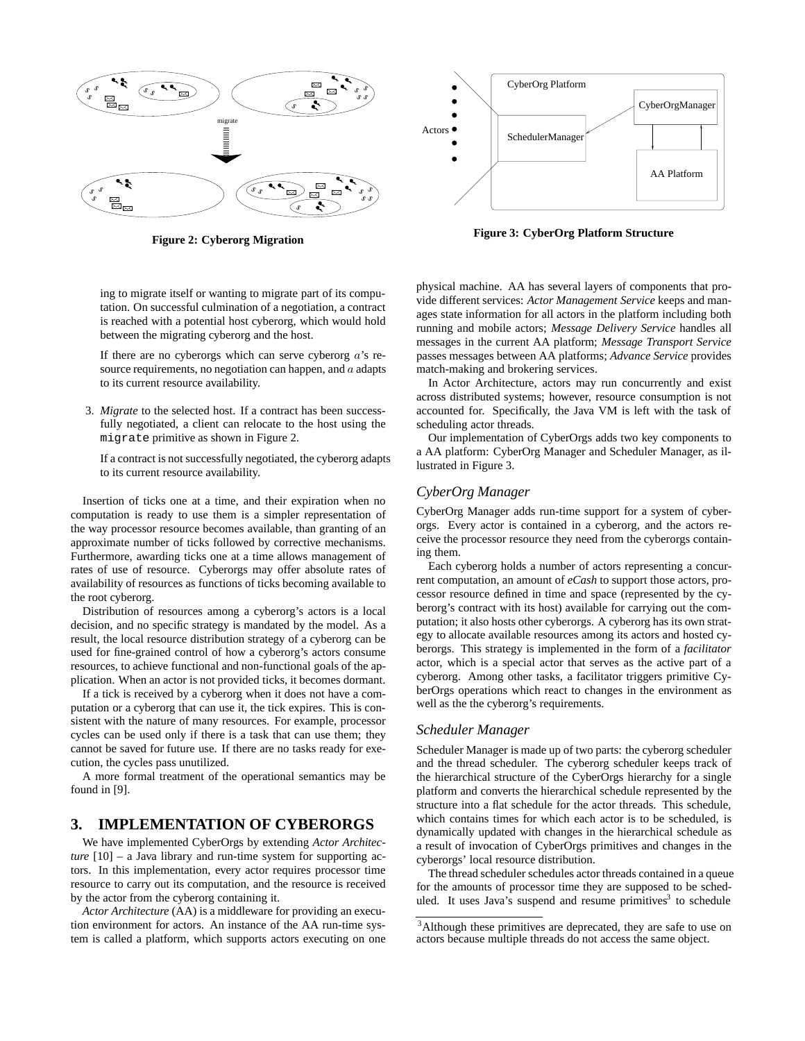Figure 2: Cyberorg Migration

Figure 3: CyberOrg Platform Structure

ing to migrate itself or wanting to migrate part of its computation. On successful culmination of a negotiation, a contract is reached with a potential host cyberorg, which would hold between the migrating cyberorg and the host.

If there are no cyberorgs which can serve cyberorg $a$'s resource requirements, no negotiation can happen, and $a$ adapts to its current resource availability.

3. *Migrate* to the selected host. If a contract has been successfully negotiated, a client can relocate to the host using the `migrate` primitive as shown in Figure 2.

   If a contract is not successfully negotiated, the cyberorg adapts to its current resource availability.

Insertion of ticks one at a time, and their expiration when no computation is ready to use them is a simpler representation of the way processor resource becomes available, than granting of an approximate number of ticks followed by corrective mechanisms. Furthermore, awarding ticks one at a time allows management of rates of use of resource. Cyberorgs may offer absolute rates of availability of resources as functions of ticks becoming available to the root cyberorg.

Distribution of resources among a cyberorg's actors is a local decision, and no specific strategy is mandated by the model. As a result, the local resource distribution strategy of a cyberorg can be used for fine-grained control of how a cyberorg's actors consume resources, to achieve functional and non-functional goals of the application. When an actor is not provided ticks, it becomes dormant.

If a tick is received by a cyberorg when it does not have a computation or a cyberorg that can use it, the tick expires. This is consistent with the nature of many resources. For example, processor cycles can be used only if there is a task that can use them; they cannot be saved for future use. If there are no tasks ready for execution, the cycles pass unutilized.

A more formal treatment of the operational semantics may be found in [9].

## 3. IMPLEMENTATION OF CYBERORGS

We have implemented CyberOrgs by extending *Actor Architecture* [10] – a Java library and run-time system for supporting actors. In this implementation, every actor requires processor time resource to carry out its computation, and the resource is received by the actor from the cyberorg containing it.

*Actor Architecture* (AA) is a middleware for providing an execution environment for actors. An instance of the AA run-time system is called a platform, which supports actors executing on one physical machine. AA has several layers of components that provide different services: *Actor Management Service* keeps and manages state information for all actors in the platform including both running and mobile actors; *Message Delivery Service* handles all messages in the current AA platform; *Message Transport Service* passes messages between AA platforms; *Advance Service* provides match-making and brokering services.

In Actor Architecture, actors may run concurrently and exist across distributed systems; however, resource consumption is not accounted for. Specifically, the Java VM is left with the task of scheduling actor threads.

Our implementation of CyberOrgs adds two key components to a AA platform: CyberOrg Manager and Scheduler Manager, as illustrated in Figure 3.

### *CyberOrg Manager*

CyberOrg Manager adds run-time support for a system of cyberorgs. Every actor is contained in a cyberorg, and the actors receive the processor resource they need from the cyberorgs containing them.

Each cyberorg holds a number of actors representing a concurrent computation, an amount of *eCash* to support those actors, processor resource defined in time and space (represented by the cyberorg's contract with its host) available for carrying out the computation; it also hosts other cyberorgs. A cyberorg has its own strategy to allocate available resources among its actors and hosted cyberorgs. This strategy is implemented in the form of a *facilitator* actor, which is a special actor that serves as the active part of a cyberorg. Among other tasks, a facilitator triggers primitive CyberOrgs operations which react to changes in the environment as well as the the cyberorg's requirements.

### *Scheduler Manager*

Scheduler Manager is made up of two parts: the cyberorg scheduler and the thread scheduler. The cyberorg scheduler keeps track of the hierarchical structure of the CyberOrgs hierarchy for a single platform and converts the hierarchical schedule represented by the structure into a flat schedule for the actor threads. This schedule, which contains times for which each actor is to be scheduled, is dynamically updated with changes in the hierarchical schedule as a result of invocation of CyberOrgs primitives and changes in the cyberorgs' local resource distribution.

The thread scheduler schedules actor threads contained in a queue for the amounts of processor time they are supposed to be scheduled. It uses Java's suspend and resume primitives[3] to schedule

[3]Although these primitives are deprecated, they are safe to use on actors because multiple threads do not access the same object.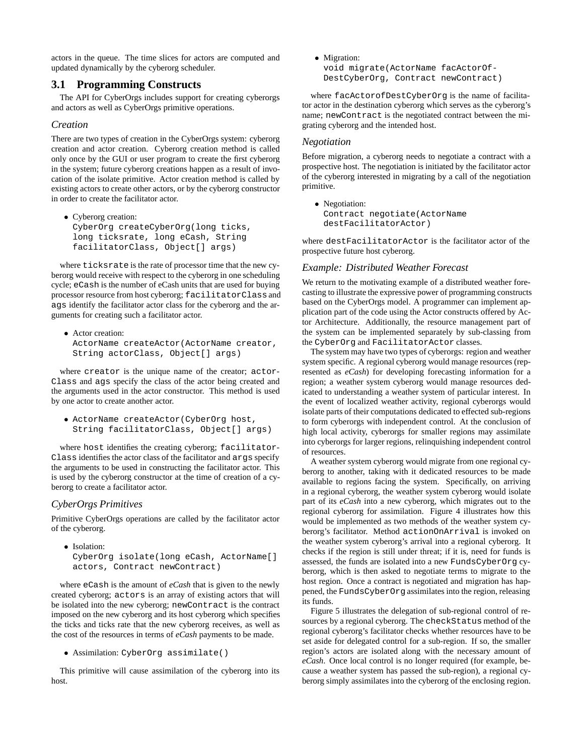actors in the queue. The time slices for actors are computed and updated dynamically by the cyberorg scheduler.

## 3.1 Programming Constructs

The API for CyberOrgs includes support for creating cyberorgs and actors as well as CyberOrgs primitive operations.

### *Creation*

There are two types of creation in the CyberOrgs system: cyberorg creation and actor creation. Cyberorg creation method is called only once by the GUI or user program to create the first cyberorg in the system; future cyberorg creations happen as a result of invocation of the isolate primitive. Actor creation method is called by existing actors to create other actors, or by the cyberorg constructor in order to create the facilitator actor.

- Cyberorg creation:
  `CyberOrg createCyberOrg(long ticks, long ticksrate, long eCash, String facilitatorClass, Object[] args)`

where `ticksrate` is the rate of processor time that the new cyberorg would receive with respect to the cyberorg in one scheduling cycle; `eCash` is the number of eCash units that are used for buying processor resource from host cyberorg; `facilitatorClass` and `ags` identify the facilitator actor class for the cyberorg and the arguments for creating such a facilitator actor.

- Actor creation:
  `ActorName createActor(ActorName creator, String actorClass, Object[] args)`

where `creator` is the unique name of the creator; `actorClass` and `ags` specify the class of the actor being created and the arguments used in the actor constructor. This method is used by one actor to create another actor.

- `ActorName createActor(CyberOrg host, String facilitatorClass, Object[] args)`

where `host` identifies the creating cyberorg; `facilitatorClass` identifies the actor class of the facilitator and `args` specify the arguments to be used in constructing the facilitator actor. This is used by the cyberorg constructor at the time of creation of a cyberorg to create a facilitator actor.

### *CyberOrgs Primitives*

Primitive CyberOrgs operations are called by the facilitator actor of the cyberorg.

- Isolation:
  `CyberOrg isolate(long eCash, ActorName[] actors, Contract newContract)`

where `eCash` is the amount of *eCash* that is given to the newly created cyberorg; `actors` is an array of existing actors that will be isolated into the new cyberorg; `newContract` is the contract imposed on the new cyberorg and its host cyberorg which specifies the ticks and ticks rate that the new cyberorg receives, as well as the cost of the resources in terms of *eCash* payments to be made.

- Assimilation: `CyberOrg assimilate()`

This primitive will cause assimilation of the cyberorg into its host.

- Migration:
  `void migrate(ActorName facActorOf-DestCyberOrg, Contract newContract)`

where `facActorofDestCyberOrg` is the name of facilitator actor in the destination cyberorg which serves as the cyberorg's name; `newContract` is the negotiated contract between the migrating cyberorg and the intended host.

### *Negotiation*

Before migration, a cyberorg needs to negotiate a contract with a prospective host. The negotiation is initiated by the facilitator actor of the cyberorg interested in migrating by a call of the negotiation primitive.

- Negotiation:
  `Contract negotiate(ActorName destFacilitatorActor)`

where `destFacilitatorActor` is the facilitator actor of the prospective future host cyberorg.

### *Example: Distributed Weather Forecast*

We return to the motivating example of a distributed weather forecasting to illustrate the expressive power of programming constructs based on the CyberOrgs model. A programmer can implement application part of the code using the Actor constructs offered by Actor Architecture. Additionally, the resource management part of the system can be implemented separately by sub-classing from the `CyberOrg` and `FacilitatorActor` classes.

The system may have two types of cyberorgs: region and weather system specific. A regional cyberorg would manage resources (represented as *eCash*) for developing forecasting information for a region; a weather system cyberorg would manage resources dedicated to understanding a weather system of particular interest. In the event of localized weather activity, regional cyberorgs would isolate parts of their computations dedicated to effected sub-regions to form cyberorgs with independent control. At the conclusion of high local activity, cyberorgs for smaller regions may assimilate into cyberorgs for larger regions, relinquishing independent control of resources.

A weather system cyberorg would migrate from one regional cyberorg to another, taking with it dedicated resources to be made available to regions facing the system. Specifically, on arriving in a regional cyberorg, the weather system cyberorg would isolate part of its *eCash* into a new cyberorg, which migrates out to the regional cyberorg for assimilation. Figure 4 illustrates how this would be implemented as two methods of the weather system cyberorg's facilitator. Method `actionOnArrival` is invoked on the weather system cyberorg's arrival into a regional cyberorg. It checks if the region is still under threat; if it is, need for funds is assessed, the funds are isolated into a new `FundsCyberOrg` cyberorg, which is then asked to negotiate terms to migrate to the host region. Once a contract is negotiated and migration has happened, the `FundsCyberOrg` assimilates into the region, releasing its funds.

Figure 5 illustrates the delegation of sub-regional control of resources by a regional cyberorg. The `checkStatus` method of the regional cyberorg's facilitator checks whether resources have to be set aside for delegated control for a sub-region. If so, the smaller region's actors are isolated along with the necessary amount of *eCash*. Once local control is no longer required (for example, because a weather system has passed the sub-region), a regional cyberorg simply assimilates into the cyberorg of the enclosing region.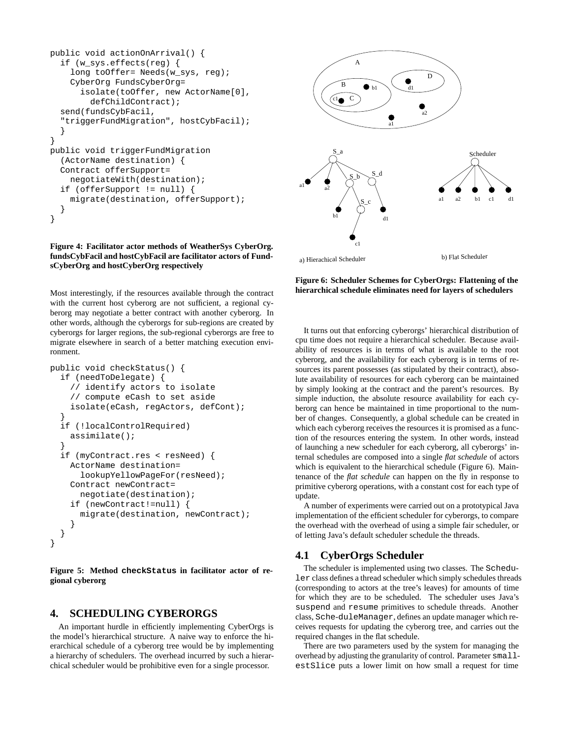```
public void actionOnArrival() {
  if (w_sys.effects(reg) {
    long toOffer= Needs(w_sys, reg);
    CyberOrg FundsCyberOrg=
      isolate(toOffer, new ActorName[0],
        defChildContract);
  send(fundsCybFacil,
  "triggerFundMigration", hostCybFacil);
  }
}
public void triggerFundMigration
  (ActorName destination) {
  Contract offerSupport=
    negotiateWith(destination);
  if (offerSupport != null) {
    migrate(destination, offerSupport);
  }
}
```

**Figure 4: Facilitator actor methods of WeatherSys CyberOrg. fundsCybFacil and hostCybFacil are facilitator actors of FundsCyberOrg and hostCyberOrg respectively**

Most interestingly, if the resources available through the contract with the current host cyberorg are not sufficient, a regional cyberorg may negotiate a better contract with another cyberorg. In other words, although the cyberorgs for sub-regions are created by cyberorgs for larger regions, the sub-regional cyberorgs are free to migrate elsewhere in search of a better matching execution environment.

```
public void checkStatus() {
  if (needToDelegate) {
    // identify actors to isolate
    // compute eCash to set aside
    isolate(eCash, regActors, defCont);
  }
  if (!localControlRequired)
    assimilate();
  }
  if (myContract.res < resNeed) {
    ActorName destination=
      lookupYellowPageFor(resNeed);
    Contract newContract=
      negotiate(destination);
    if (newContract!=null) {
      migrate(destination, newContract);
    }
  }
}
```

**Figure 5: Method `checkStatus` in facilitator actor of regional cyberorg**

## 4. SCHEDULING CYBERORGS

An important hurdle in efficiently implementing CyberOrgs is the model's hierarchical structure. A naive way to enforce the hierarchical schedule of a cyberorg tree would be by implementing a hierarchy of schedulers. The overhead incurred by such a hierarchical scheduler would be prohibitive even for a single processor.

A

B

b1

D

d1

c1

C

a2

a1

S_a

S_b

S_d

a1

a2

S_c

b1

d1

c1

a) Hierachical Scheduler

Scheduler

a1 a2 b1 c1 d1

b) Flat Scheduler

**Figure 6: Scheduler Schemes for CyberOrgs: Flattening of the hierarchical schedule eliminates need for layers of schedulers**

It turns out that enforcing cyberorgs' hierarchical distribution of cpu time does not require a hierarchical scheduler. Because availability of resources is in terms of what is available to the root cyberorg, and the availability for each cyberorg is in terms of resources its parent possesses (as stipulated by their contract), absolute availability of resources for each cyberorg can be maintained by simply looking at the contract and the parent's resources. By simple induction, the absolute resource availability for each cyberorg can hence be maintained in time proportional to the number of changes. Consequently, a global schedule can be created in which each cyberorg receives the resources it is promised as a function of the resources entering the system. In other words, instead of launching a new scheduler for each cyberorg, all cyberorgs' internal schedules are composed into a single *flat schedule* of actors which is equivalent to the hierarchical schedule (Figure 6). Maintenance of the *flat schedule* can happen on the fly in response to primitive cyberorg operations, with a constant cost for each type of update.

A number of experiments were carried out on a prototypical Java implementation of the efficient scheduler for cyberorgs, to compare the overhead with the overhead of using a simple fair scheduler, or of letting Java's default scheduler schedule the threads.

### 4.1 CyberOrgs Scheduler

The scheduler is implemented using two classes. The `Scheduler` class defines a thread scheduler which simply schedules threads (corresponding to actors at the tree's leaves) for amounts of time for which they are to be scheduled. The scheduler uses Java's `suspend` and `resume` primitives to schedule threads. Another class, `Sche-duleManager`, defines an update manager which receives requests for updating the cyberorg tree, and carries out the required changes in the flat schedule.

There are two parameters used by the system for managing the overhead by adjusting the granularity of control. Parameter `smallestSlice` puts a lower limit on how small a request for time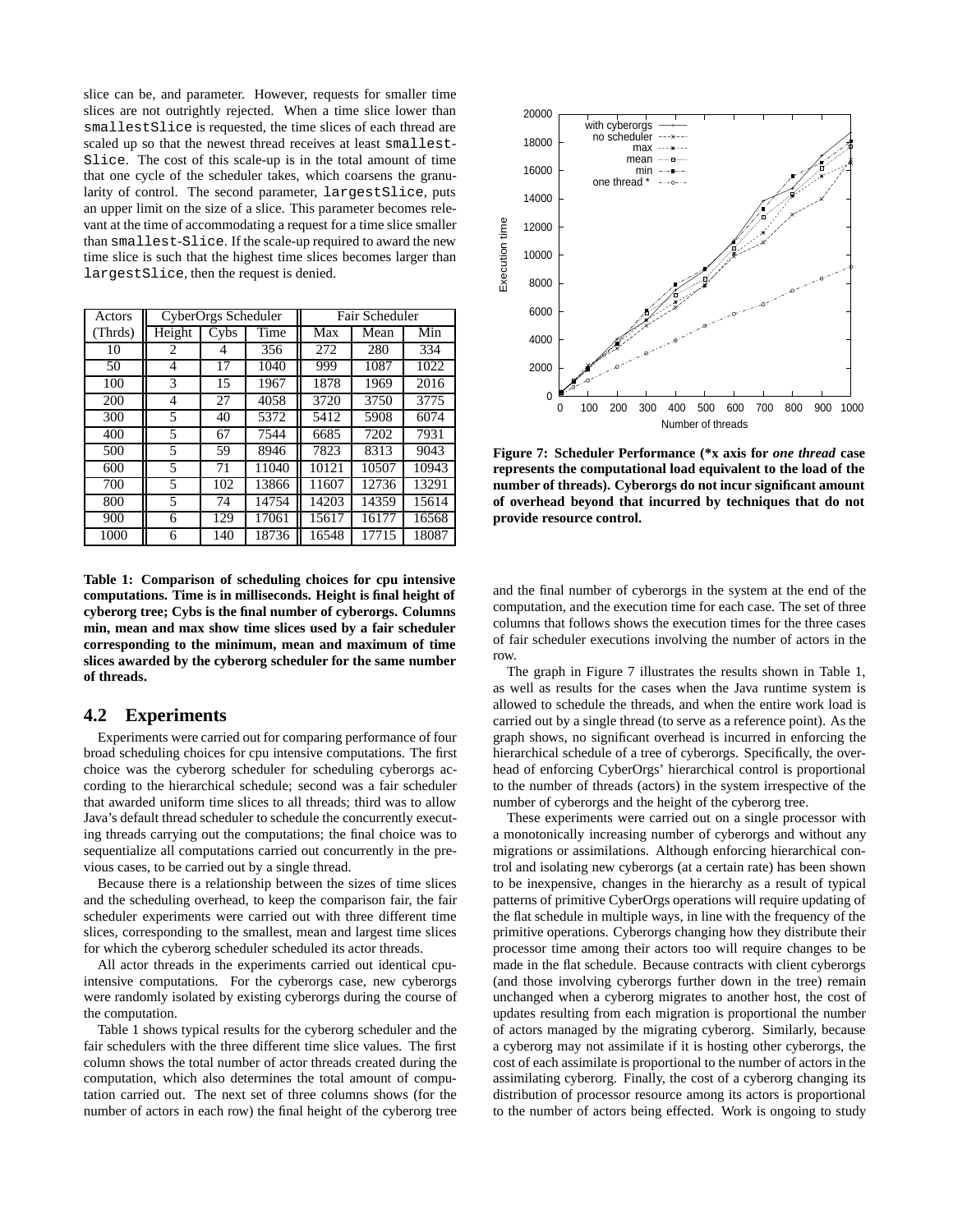slice can be, and parameter. However, requests for smaller time slices are not outrightly rejected. When a time slice lower than `smallestSlice` is requested, the time slices of each thread are scaled up so that the newest thread receives at least `smallest-Slice`. The cost of this scale-up is in the total amount of time that one cycle of the scheduler takes, which coarsens the granularity of control. The second parameter, `largestSlice`, puts an upper limit on the size of a slice. This parameter becomes relevant at the time of accommodating a request for a time slice smaller than `smallest-Slice`. If the scale-up required to award the new time slice is such that the highest time slices becomes larger than `largestSlice`, then the request is denied.

| Actors | CyberOrgs Scheduler | | | Fair Scheduler | | |
|---|---|---|---|---|---|---|
| (Thrds) | Height | Cybs | Time | Max | Mean | Min |
| 10 | 2 | 4 | 356 | 272 | 280 | 334 |
| 50 | 4 | 17 | 1040 | 999 | 1087 | 1022 |
| 100 | 3 | 15 | 1967 | 1878 | 1969 | 2016 |
| 200 | 4 | 27 | 4058 | 3720 | 3750 | 3775 |
| 300 | 5 | 40 | 5372 | 5412 | 5908 | 6074 |
| 400 | 5 | 67 | 7544 | 6685 | 7202 | 7931 |
| 500 | 5 | 59 | 8946 | 7823 | 8313 | 9043 |
| 600 | 5 | 71 | 11040 | 10121 | 10507 | 10943 |
| 700 | 5 | 102 | 13866 | 11607 | 12736 | 13291 |
| 800 | 5 | 74 | 14754 | 14203 | 14359 | 15614 |
| 900 | 6 | 129 | 17061 | 15617 | 16177 | 16568 |
| 1000 | 6 | 140 | 18736 | 16548 | 17715 | 18087 |

**Table 1: Comparison of scheduling choices for cpu intensive computations. Time is in milliseconds. Height is final height of cyberorg tree; Cybs is the final number of cyberorgs. Columns min, mean and max show time slices used by a fair scheduler corresponding to the minimum, mean and maximum of time slices awarded by the cyberorg scheduler for the same number of threads.**

## 4.2 Experiments

Experiments were carried out for comparing performance of four broad scheduling choices for cpu intensive computations. The first choice was the cyberorg scheduler for scheduling cyberorgs according to the hierarchical schedule; second was a fair scheduler that awarded uniform time slices to all threads; third was to allow Java's default thread scheduler to schedule the concurrently executing threads carrying out the computations; the final choice was to sequentialize all computations carried out concurrently in the previous cases, to be carried out by a single thread.

Because there is a relationship between the sizes of time slices and the scheduling overhead, to keep the comparison fair, the fair scheduler experiments were carried out with three different time slices, corresponding to the smallest, mean and largest time slices for which the cyberorg scheduler scheduled its actor threads.

All actor threads in the experiments carried out identical cpu-intensive computations. For the cyberorgs case, new cyberorgs were randomly isolated by existing cyberorgs during the course of the computation.

Table 1 shows typical results for the cyberorg scheduler and the fair schedulers with the three different time slice values. The first column shows the total number of actor threads created during the computation, which also determines the total amount of computation carried out. The next set of three columns shows (for the number of actors in each row) the final height of the cyberorg tree and the final number of cyberorgs in the system at the end of the computation, and the execution time for each case. The set of three columns that follows shows the execution times for the three cases of fair scheduler executions involving the number of actors in the row.

Execution time
20000
18000
16000
14000
12000
10000
8000
6000
4000
2000
0
0 100 200 300 400 500 600 700 800 900 1000
Number of threads
with cyberorgs
no scheduler
max
mean
min
one thread *

**Figure 7: Scheduler Performance (\*x axis for *one thread* case represents the computational load equivalent to the load of the number of threads). Cyberorgs do not incur significant amount of overhead beyond that incurred by techniques that do not provide resource control.**

The graph in Figure 7 illustrates the results shown in Table 1, as well as results for the cases when the Java runtime system is allowed to schedule the threads, and when the entire work load is carried out by a single thread (to serve as a reference point). As the graph shows, no significant overhead is incurred in enforcing the hierarchical schedule of a tree of cyberorgs. Specifically, the overhead of enforcing CyberOrgs' hierarchical control is proportional to the number of threads (actors) in the system irrespective of the number of cyberorgs and the height of the cyberorg tree.

These experiments were carried out on a single processor with a monotonically increasing number of cyberorgs and without any migrations or assimilations. Although enforcing hierarchical control and isolating new cyberorgs (at a certain rate) has been shown to be inexpensive, changes in the hierarchy as a result of typical patterns of primitive CyberOrgs operations will require updating of the flat schedule in multiple ways, in line with the frequency of the primitive operations. Cyberorgs changing how they distribute their processor time among their actors too will require changes to be made in the flat schedule. Because contracts with client cyberorgs (and those involving cyberorgs further down in the tree) remain unchanged when a cyberorg migrates to another host, the cost of updates resulting from each migration is proportional the number of actors managed by the migrating cyberorg. Similarly, because a cyberorg may not assimilate if it is hosting other cyberorgs, the cost of each assimilate is proportional to the number of actors in the assimilating cyberorg. Finally, the cost of a cyberorg changing its distribution of processor resource among its actors is proportional to the number of actors being effected. Work is ongoing to study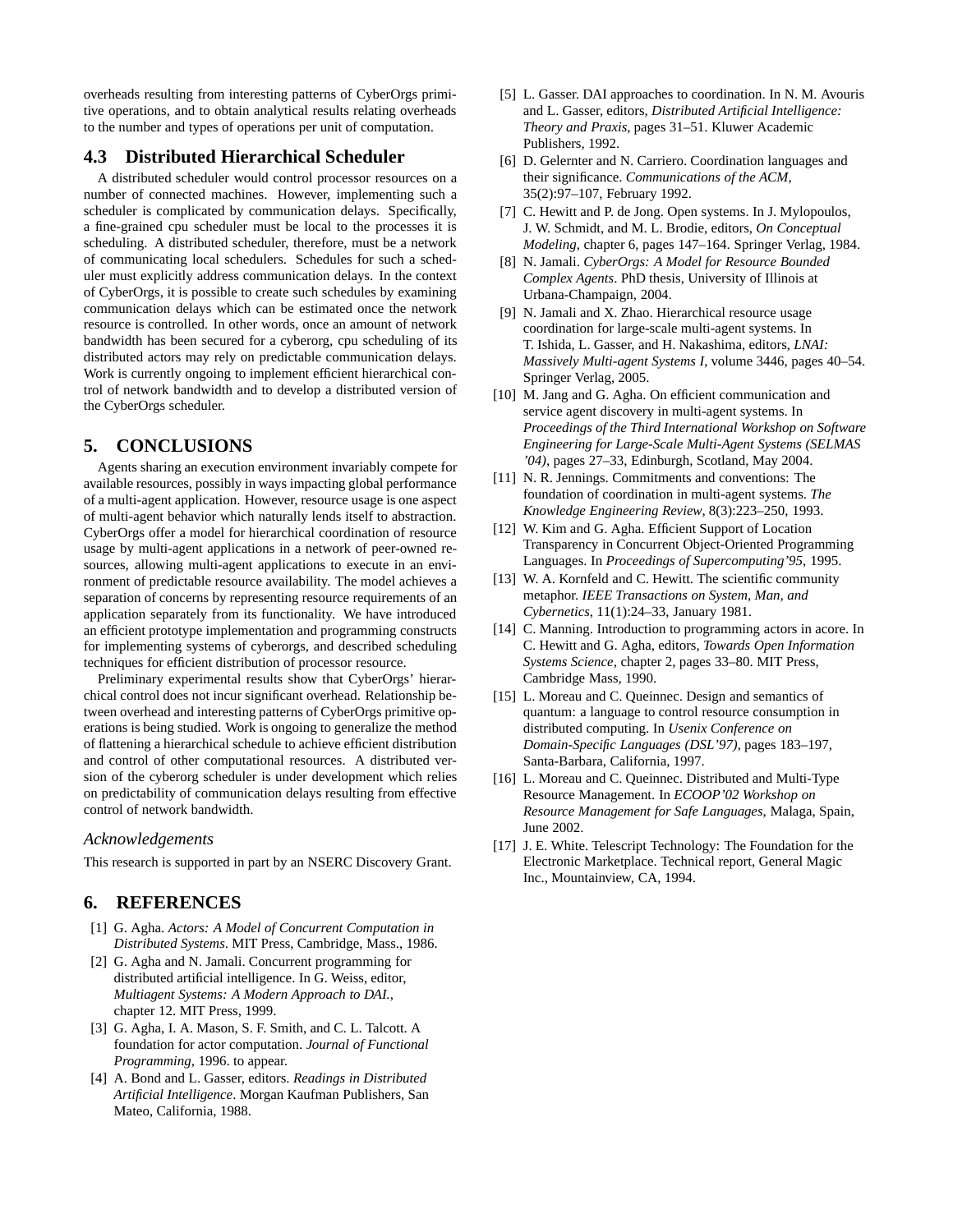overheads resulting from interesting patterns of CyberOrgs primitive operations, and to obtain analytical results relating overheads to the number and types of operations per unit of computation.

### 4.3 Distributed Hierarchical Scheduler

A distributed scheduler would control processor resources on a number of connected machines. However, implementing such a scheduler is complicated by communication delays. Specifically, a fine-grained cpu scheduler must be local to the processes it is scheduling. A distributed scheduler, therefore, must be a network of communicating local schedulers. Schedules for such a scheduler must explicitly address communication delays. In the context of CyberOrgs, it is possible to create such schedules by examining communication delays which can be estimated once the network resource is controlled. In other words, once an amount of network bandwidth has been secured for a cyberorg, cpu scheduling of its distributed actors may rely on predictable communication delays. Work is currently ongoing to implement efficient hierarchical control of network bandwidth and to develop a distributed version of the CyberOrgs scheduler.

## 5. CONCLUSIONS

Agents sharing an execution environment invariably compete for available resources, possibly in ways impacting global performance of a multi-agent application. However, resource usage is one aspect of multi-agent behavior which naturally lends itself to abstraction. CyberOrgs offer a model for hierarchical coordination of resource usage by multi-agent applications in a network of peer-owned resources, allowing multi-agent applications to execute in an environment of predictable resource availability. The model achieves a separation of concerns by representing resource requirements of an application separately from its functionality. We have introduced an efficient prototype implementation and programming constructs for implementing systems of cyberorgs, and described scheduling techniques for efficient distribution of processor resource.

Preliminary experimental results show that CyberOrgs' hierarchical control does not incur significant overhead. Relationship between overhead and interesting patterns of CyberOrgs primitive operations is being studied. Work is ongoing to generalize the method of flattening a hierarchical schedule to achieve efficient distribution and control of other computational resources. A distributed version of the cyberorg scheduler is under development which relies on predictability of communication delays resulting from effective control of network bandwidth.

### *Acknowledgements*

This research is supported in part by an NSERC Discovery Grant.

## 6. REFERENCES

[1] G. Agha. *Actors: A Model of Concurrent Computation in Distributed Systems*. MIT Press, Cambridge, Mass., 1986.

[2] G. Agha and N. Jamali. Concurrent programming for distributed artificial intelligence. In G. Weiss, editor, *Multiagent Systems: A Modern Approach to DAI.*, chapter 12. MIT Press, 1999.

[3] G. Agha, I. A. Mason, S. F. Smith, and C. L. Talcott. A foundation for actor computation. *Journal of Functional Programming*, 1996. to appear.

[4] A. Bond and L. Gasser, editors. *Readings in Distributed Artificial Intelligence*. Morgan Kaufman Publishers, San Mateo, California, 1988.

[5] L. Gasser. DAI approaches to coordination. In N. M. Avouris and L. Gasser, editors, *Distributed Artificial Intelligence: Theory and Praxis*, pages 31–51. Kluwer Academic Publishers, 1992.

[6] D. Gelernter and N. Carriero. Coordination languages and their significance. *Communications of the ACM*, 35(2):97–107, February 1992.

[7] C. Hewitt and P. de Jong. Open systems. In J. Mylopoulos, J. W. Schmidt, and M. L. Brodie, editors, *On Conceptual Modeling*, chapter 6, pages 147–164. Springer Verlag, 1984.

[8] N. Jamali. *CyberOrgs: A Model for Resource Bounded Complex Agents*. PhD thesis, University of Illinois at Urbana-Champaign, 2004.

[9] N. Jamali and X. Zhao. Hierarchical resource usage coordination for large-scale multi-agent systems. In T. Ishida, L. Gasser, and H. Nakashima, editors, *LNAI: Massively Multi-agent Systems I*, volume 3446, pages 40–54. Springer Verlag, 2005.

[10] M. Jang and G. Agha. On efficient communication and service agent discovery in multi-agent systems. In *Proceedings of the Third International Workshop on Software Engineering for Large-Scale Multi-Agent Systems (SELMAS '04)*, pages 27–33, Edinburgh, Scotland, May 2004.

[11] N. R. Jennings. Commitments and conventions: The foundation of coordination in multi-agent systems. *The Knowledge Engineering Review*, 8(3):223–250, 1993.

[12] W. Kim and G. Agha. Efficient Support of Location Transparency in Concurrent Object-Oriented Programming Languages. In *Proceedings of Supercomputing'95*, 1995.

[13] W. A. Kornfeld and C. Hewitt. The scientific community metaphor. *IEEE Transactions on System, Man, and Cybernetics*, 11(1):24–33, January 1981.

[14] C. Manning. Introduction to programming actors in acore. In C. Hewitt and G. Agha, editors, *Towards Open Information Systems Science*, chapter 2, pages 33–80. MIT Press, Cambridge Mass, 1990.

[15] L. Moreau and C. Queinnec. Design and semantics of quantum: a language to control resource consumption in distributed computing. In *Usenix Conference on Domain-Specific Languages (DSL'97)*, pages 183–197, Santa-Barbara, California, 1997.

[16] L. Moreau and C. Queinnec. Distributed and Multi-Type Resource Management. In *ECOOP'02 Workshop on Resource Management for Safe Languages*, Malaga, Spain, June 2002.

[17] J. E. White. Telescript Technology: The Foundation for the Electronic Marketplace. Technical report, General Magic Inc., Mountainview, CA, 1994.